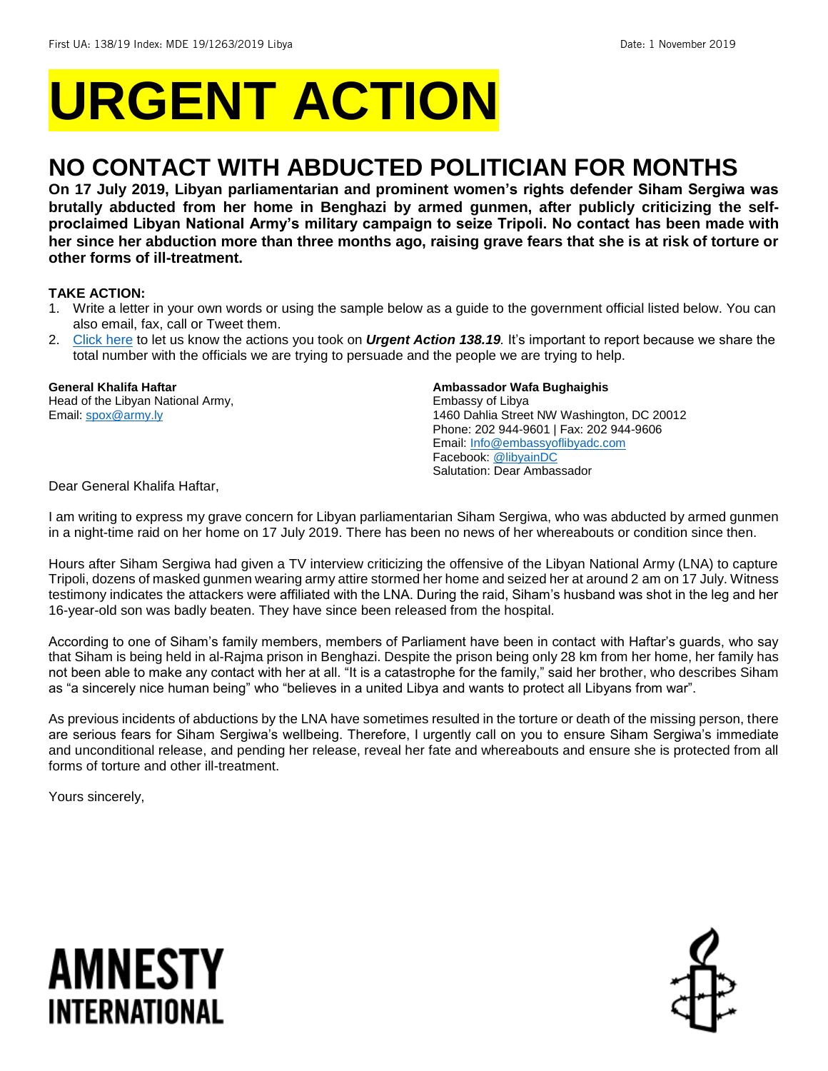First UA: 138/19 Index: MDE 19/1263/2019 Libya Date: 1 November 2019

# URGENT ACTION

## NO CONTACT WITH ABDUCTED POLITICIAN FOR MONTHS

**On 17 July 2019, Libyan parliamentarian and prominent women's rights defender Siham Sergiwa was brutally abducted from her home in Benghazi by armed gunmen, after publicly criticizing the self-proclaimed Libyan National Army's military campaign to seize Tripoli. No contact has been made with her since her abduction more than three months ago, raising grave fears that she is at risk of torture or other forms of ill-treatment.**

**TAKE ACTION:**

1. Write a letter in your own words or using the sample below as a guide to the government official listed below. You can also email, fax, call or Tweet them.
2. Click here to let us know the actions you took on ***Urgent Action 138.19***. It's important to report because we share the total number with the officials we are trying to persuade and the people we are trying to help.

**General Khalifa Haftar**
Head of the Libyan National Army,
Email: spox@army.ly

**Ambassador Wafa Bughaighis**
Embassy of Libya
1460 Dahlia Street NW Washington, DC 20012
Phone: 202 944-9601 | Fax: 202 944-9606
Email: Info@embassyoflibyadc.com
Facebook: @libyainDC
Salutation: Dear Ambassador

Dear General Khalifa Haftar,

I am writing to express my grave concern for Libyan parliamentarian Siham Sergiwa, who was abducted by armed gunmen in a night-time raid on her home on 17 July 2019. There has been no news of her whereabouts or condition since then.

Hours after Siham Sergiwa had given a TV interview criticizing the offensive of the Libyan National Army (LNA) to capture Tripoli, dozens of masked gunmen wearing army attire stormed her home and seized her at around 2 am on 17 July. Witness testimony indicates the attackers were affiliated with the LNA. During the raid, Siham's husband was shot in the leg and her 16-year-old son was badly beaten. They have since been released from the hospital.

According to one of Siham's family members, members of Parliament have been in contact with Haftar's guards, who say that Siham is being held in al-Rajma prison in Benghazi. Despite the prison being only 28 km from her home, her family has not been able to make any contact with her at all. "It is a catastrophe for the family," said her brother, who describes Siham as "a sincerely nice human being" who "believes in a united Libya and wants to protect all Libyans from war".

As previous incidents of abductions by the LNA have sometimes resulted in the torture or death of the missing person, there are serious fears for Siham Sergiwa's wellbeing. Therefore, I urgently call on you to ensure Siham Sergiwa's immediate and unconditional release, and pending her release, reveal her fate and whereabouts and ensure she is protected from all forms of torture and other ill-treatment.

Yours sincerely,

AMNESTY INTERNATIONAL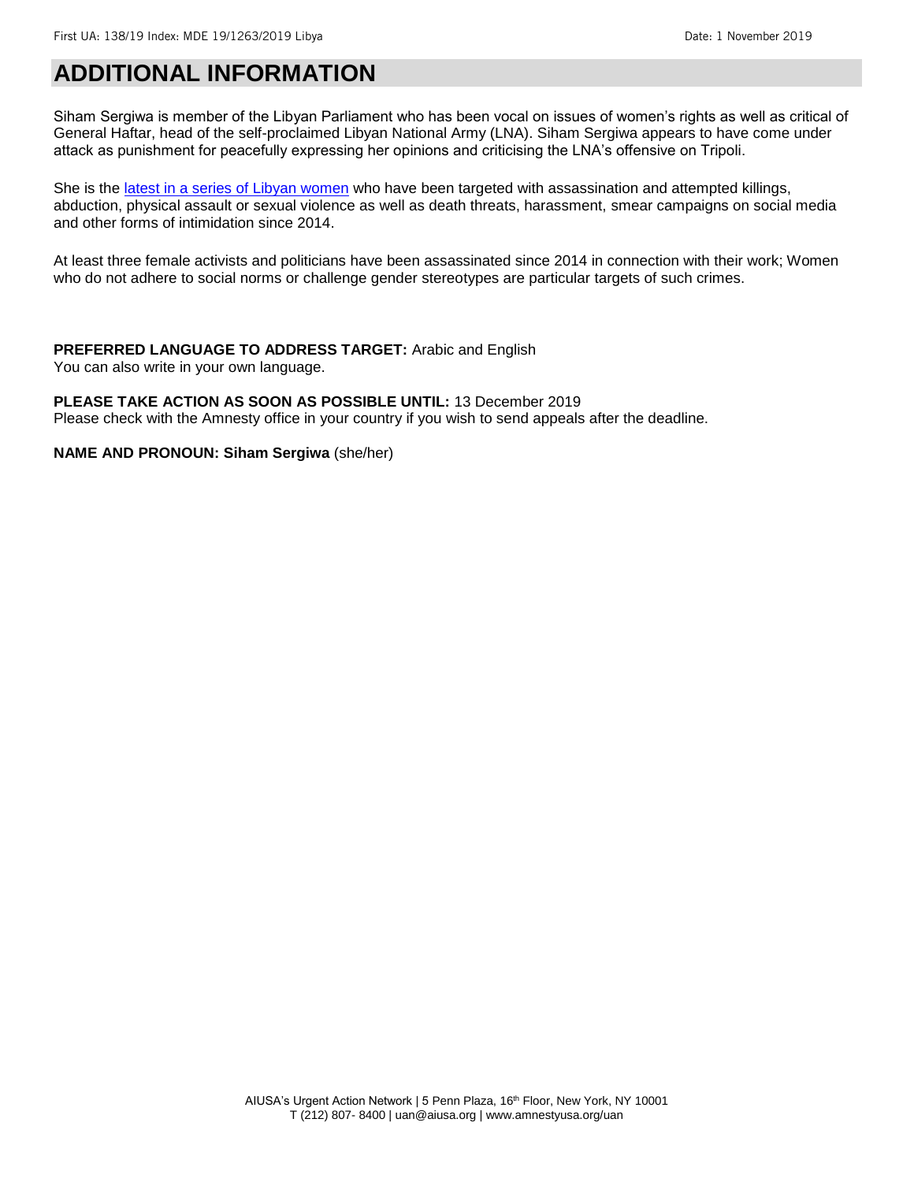# ADDITIONAL INFORMATION

Siham Sergiwa is member of the Libyan Parliament who has been vocal on issues of women's rights as well as critical of General Haftar, head of the self-proclaimed Libyan National Army (LNA). Siham Sergiwa appears to have come under attack as punishment for peacefully expressing her opinions and criticising the LNA's offensive on Tripoli.

She is the latest in a series of Libyan women who have been targeted with assassination and attempted killings, abduction, physical assault or sexual violence as well as death threats, harassment, smear campaigns on social media and other forms of intimidation since 2014.

At least three female activists and politicians have been assassinated since 2014 in connection with their work; Women who do not adhere to social norms or challenge gender stereotypes are particular targets of such crimes.

**PREFERRED LANGUAGE TO ADDRESS TARGET:** Arabic and English
You can also write in your own language.

**PLEASE TAKE ACTION AS SOON AS POSSIBLE UNTIL:** 13 December 2019
Please check with the Amnesty office in your country if you wish to send appeals after the deadline.

**NAME AND PRONOUN: Siham Sergiwa** (she/her)